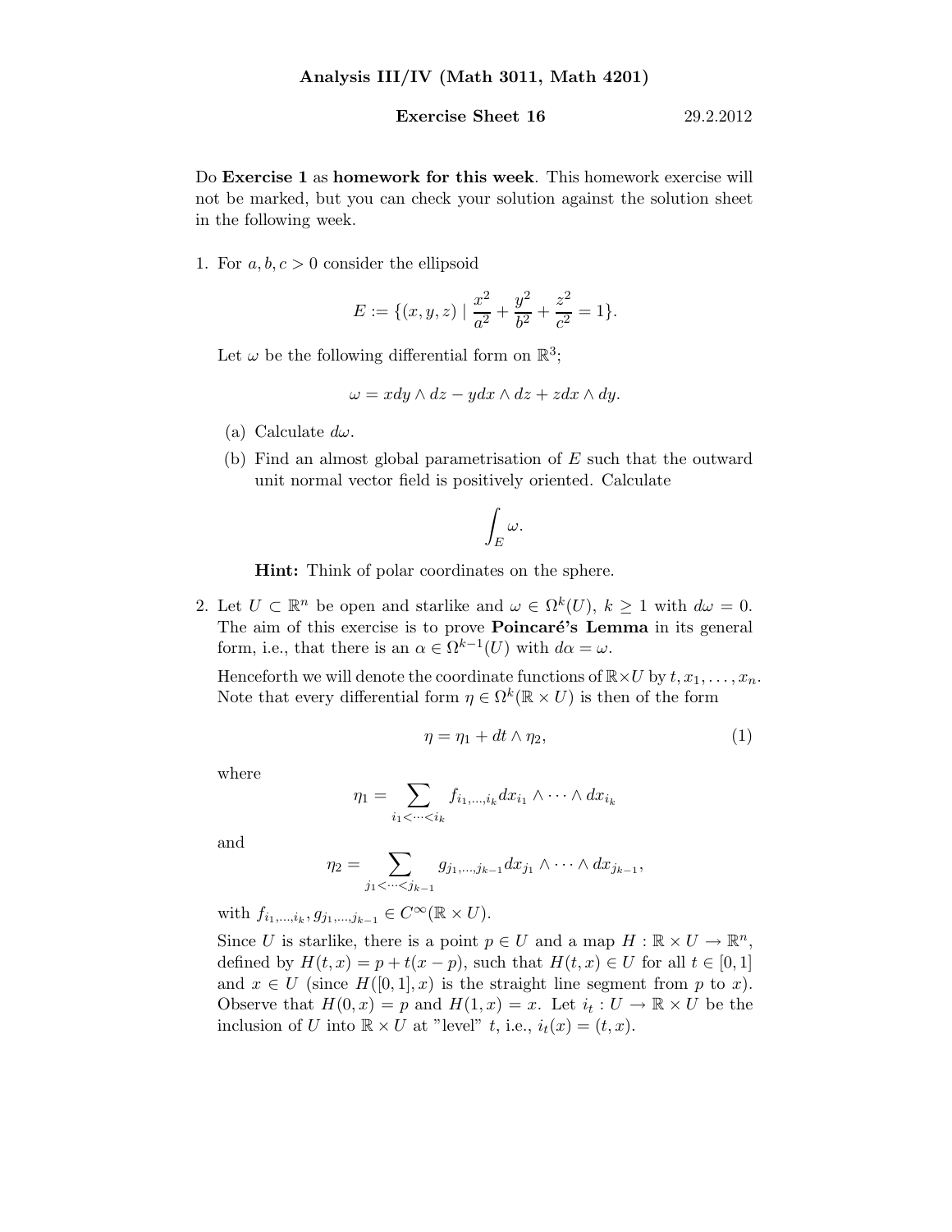**Analysis III/IV (Math 3011, Math 4201)**

**Exercise Sheet 16** 29.2.2012

Do **Exercise 1** as **homework for this week**. This homework exercise will not be marked, but you can check your solution against the solution sheet in the following week.

1. For $a, b, c > 0$ consider the ellipsoid

$$E := \{(x, y, z) \mid \frac{x^2}{a^2} + \frac{y^2}{b^2} + \frac{z^2}{c^2} = 1\}.$$

Let $\omega$ be the following differential form on $\mathbb{R}^3$;

$$\omega = x dy \wedge dz - y dx \wedge dz + z dx \wedge dy.$$

   (a) Calculate $d\omega$.

   (b) Find an almost global parametrisation of $E$ such that the outward unit normal vector field is positively oriented. Calculate

$$\int_E \omega.$$

   **Hint:** Think of polar coordinates on the sphere.

2. Let $U \subset \mathbb{R}^n$ be open and starlike and $\omega \in \Omega^k(U)$, $k \geq 1$ with $d\omega = 0$. The aim of this exercise is to prove **Poincaré's Lemma** in its general form, i.e., that there is an $\alpha \in \Omega^{k-1}(U)$ with $d\alpha = \omega$.

Henceforth we will denote the coordinate functions of $\mathbb{R} \times U$ by $t, x_1, \ldots, x_n$. Note that every differential form $\eta \in \Omega^k(\mathbb{R} \times U)$ is then of the form

$$\eta = \eta_1 + dt \wedge \eta_2, \tag{1}$$

where

$$\eta_1 = \sum_{i_1 < \cdots < i_k} f_{i_1,\ldots,i_k} dx_{i_1} \wedge \cdots \wedge dx_{i_k}$$

and

$$\eta_2 = \sum_{j_1 < \cdots < j_{k-1}} g_{j_1,\ldots,j_{k-1}} dx_{j_1} \wedge \cdots \wedge dx_{j_{k-1}},$$

with $f_{i_1,\ldots,i_k}, g_{j_1,\ldots,j_{k-1}} \in C^\infty(\mathbb{R} \times U)$.

Since $U$ is starlike, there is a point $p \in U$ and a map $H : \mathbb{R} \times U \to \mathbb{R}^n$, defined by $H(t, x) = p + t(x - p)$, such that $H(t, x) \in U$ for all $t \in [0, 1]$ and $x \in U$ (since $H([0, 1], x)$ is the straight line segment from $p$ to $x$). Observe that $H(0, x) = p$ and $H(1, x) = x$. Let $i_t : U \to \mathbb{R} \times U$ be the inclusion of $U$ into $\mathbb{R} \times U$ at "level" $t$, i.e., $i_t(x) = (t, x)$.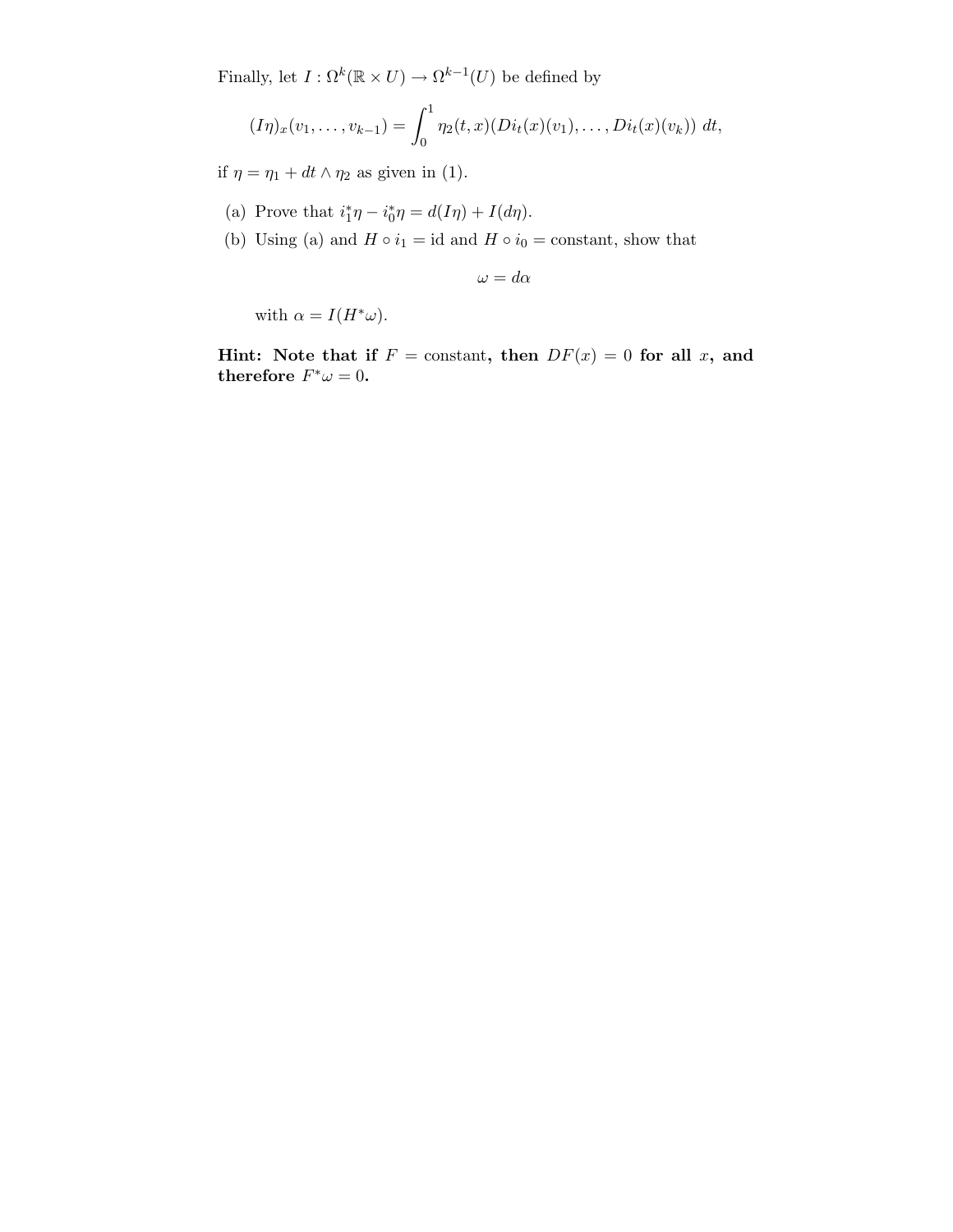Finally, let $I : \Omega^k(\mathbb{R} \times U) \to \Omega^{k-1}(U)$ be defined by

$$(I\eta)_x(v_1, \ldots, v_{k-1}) = \int_0^1 \eta_2(t, x)(Di_t(x)(v_1), \ldots, Di_t(x)(v_k))\; dt,$$

if $\eta = \eta_1 + dt \wedge \eta_2$ as given in (1).

(a) Prove that $i_1^*\eta - i_0^*\eta = d(I\eta) + I(d\eta)$.

(b) Using (a) and $H \circ i_1 = \text{id}$ and $H \circ i_0 = \text{constant}$, show that

$$\omega = d\alpha$$

with $\alpha = I(H^*\omega)$.

**Hint: Note that if $F$ = constant, then $DF(x) = 0$ for all $x$, and therefore $F^*\omega = 0$.**